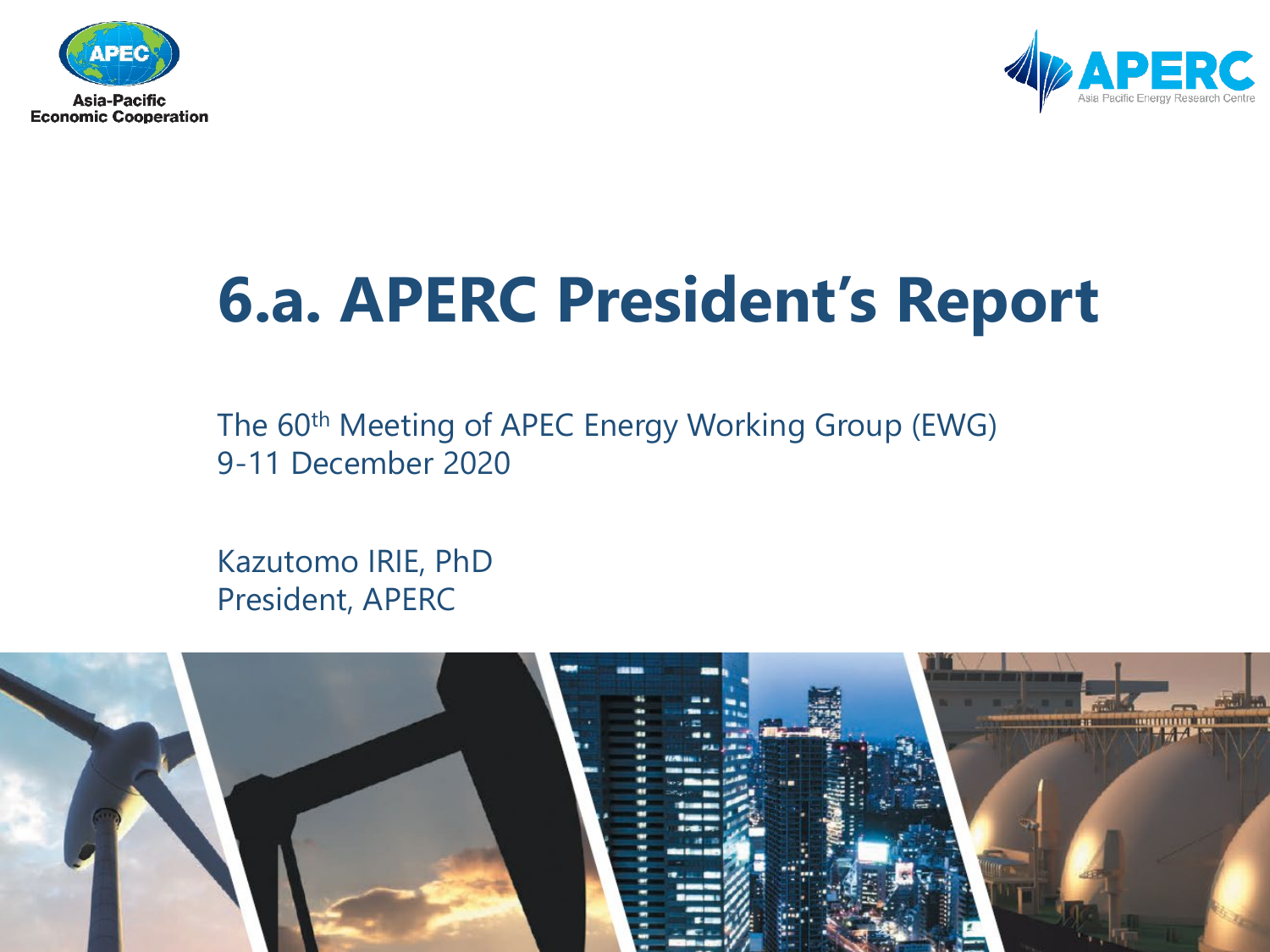Asia-Pacific Economic Cooperation

APERC Asia Pacific Energy Research Centre

# 6.a. APERC President's Report

The 60th Meeting of APEC Energy Working Group (EWG)
9-11 December 2020

Kazutomo IRIE, PhD
President, APERC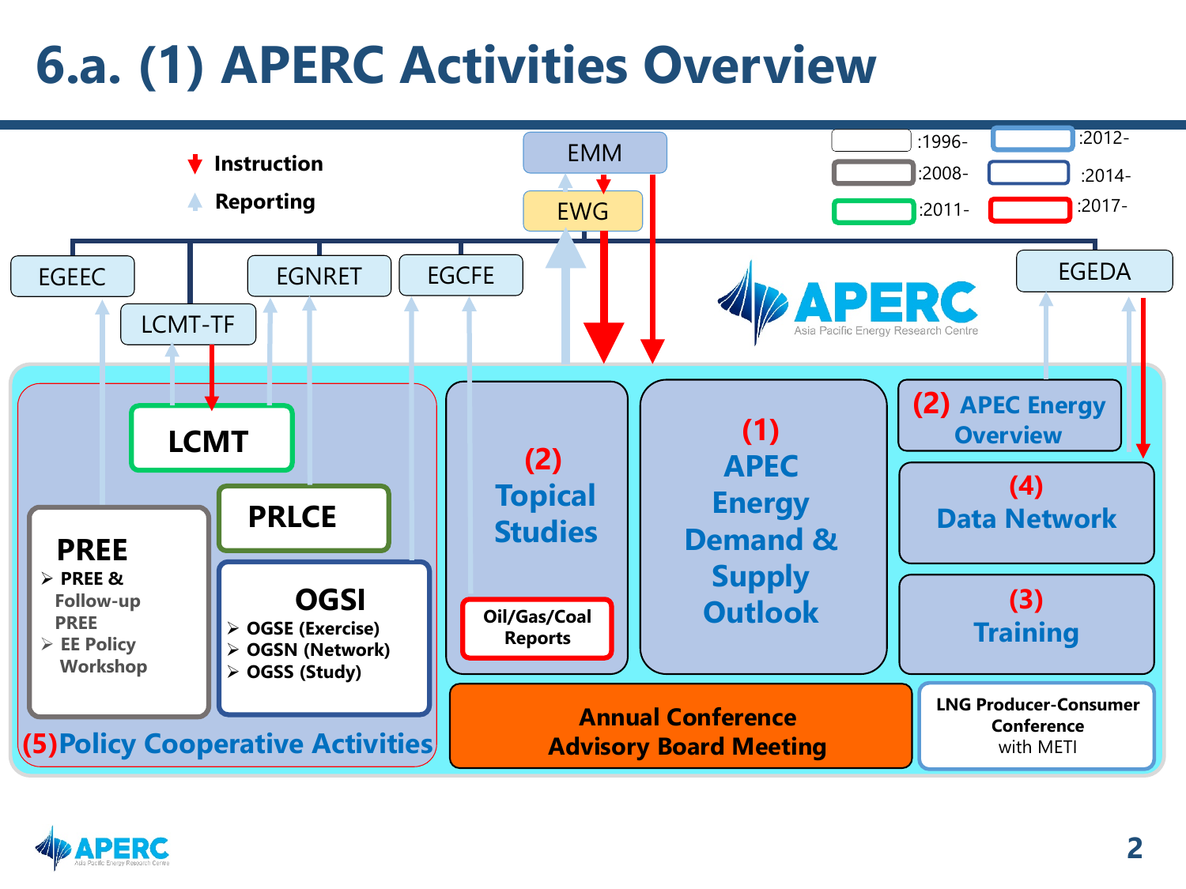# 6.a. (1) APERC Activities Overview

- Instruction
- Reporting

Legend: :1996- | :2008- | :2011- | :2012- | :2014- | :2017-

EMM

EWG

EGEEC | LCMT-TF | EGNRET | EGCFE | EGEDA

APERC
Asia Pacific Energy Research Centre

**LCMT**

**PRLCE**

**PREE**
- **PREE & Follow-up PREE**
- **EE Policy Workshop**

**OGSI**
- **OGSE (Exercise)**
- **OGSN (Network)**
- **OGSS (Study)**

**(5) Policy Cooperative Activities**

**(2) Topical Studies**

**Oil/Gas/Coal Reports**

**(1) APEC Energy Demand & Supply Outlook**

**(2) APEC Energy Overview**

**(4) Data Network**

**(3) Training**

**Annual Conference**
**Advisory Board Meeting**

**LNG Producer-Consumer Conference** with METI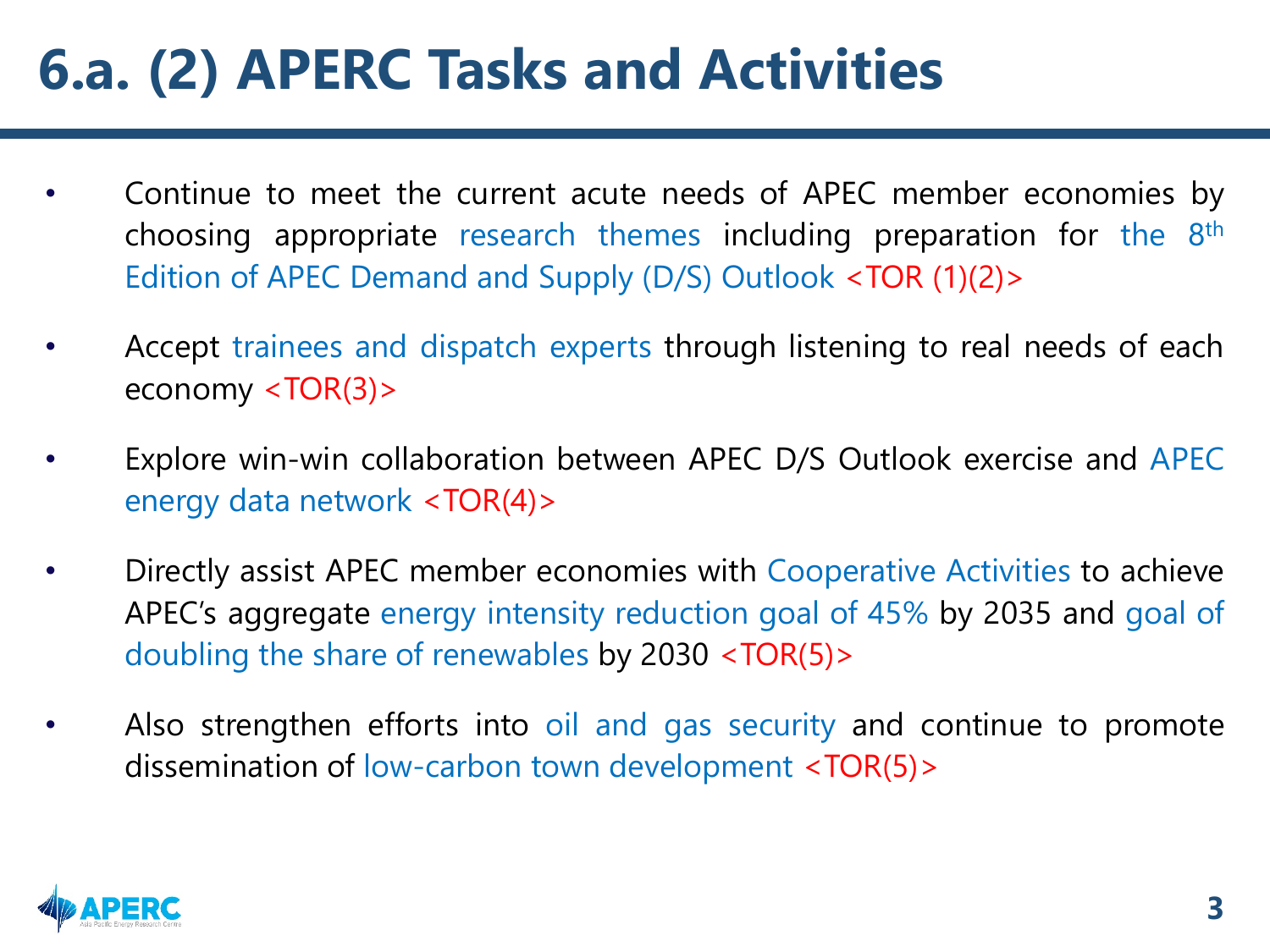# 6.a. (2) APERC Tasks and Activities

- Continue to meet the current acute needs of APEC member economies by choosing appropriate research themes including preparation for the 8th Edition of APEC Demand and Supply (D/S) Outlook <TOR (1)(2)>
- Accept trainees and dispatch experts through listening to real needs of each economy <TOR(3)>
- Explore win-win collaboration between APEC D/S Outlook exercise and APEC energy data network <TOR(4)>
- Directly assist APEC member economies with Cooperative Activities to achieve APEC's aggregate energy intensity reduction goal of 45% by 2035 and goal of doubling the share of renewables by 2030 <TOR(5)>
- Also strengthen efforts into oil and gas security and continue to promote dissemination of low-carbon town development <TOR(5)>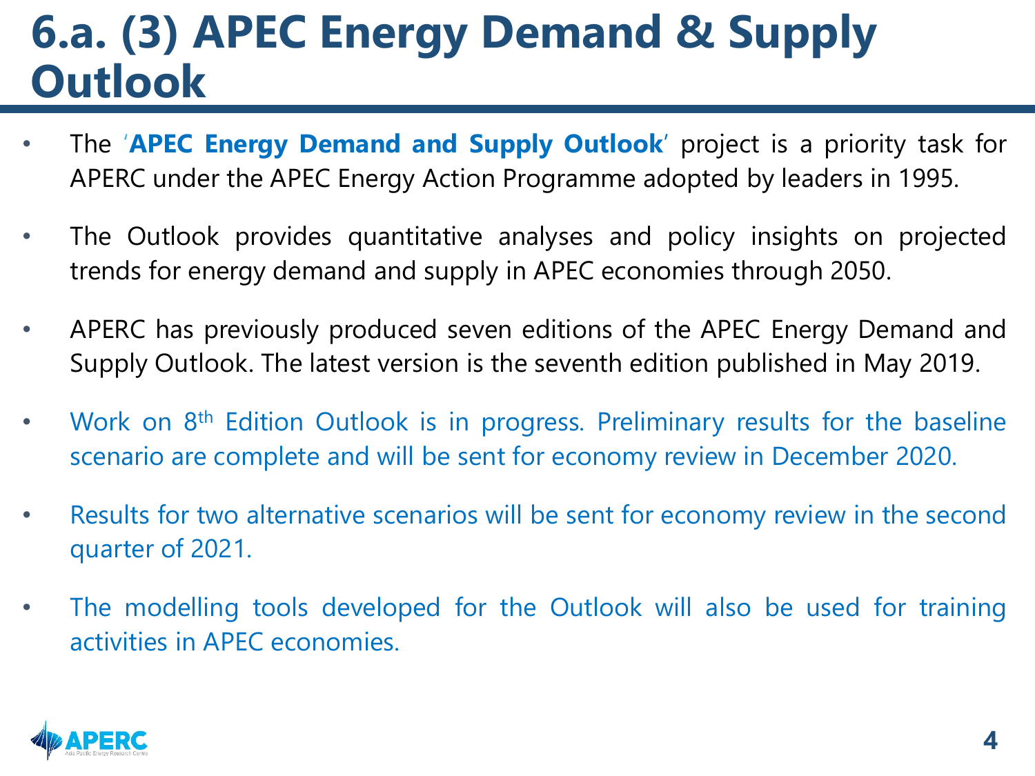# 6.a. (3) APEC Energy Demand & Supply Outlook

- The '**APEC Energy Demand and Supply Outlook**' project is a priority task for APERC under the APEC Energy Action Programme adopted by leaders in 1995.
- The Outlook provides quantitative analyses and policy insights on projected trends for energy demand and supply in APEC economies through 2050.
- APERC has previously produced seven editions of the APEC Energy Demand and Supply Outlook. The latest version is the seventh edition published in May 2019.
- Work on 8th Edition Outlook is in progress. Preliminary results for the baseline scenario are complete and will be sent for economy review in December 2020.
- Results for two alternative scenarios will be sent for economy review in the second quarter of 2021.
- The modelling tools developed for the Outlook will also be used for training activities in APEC economies.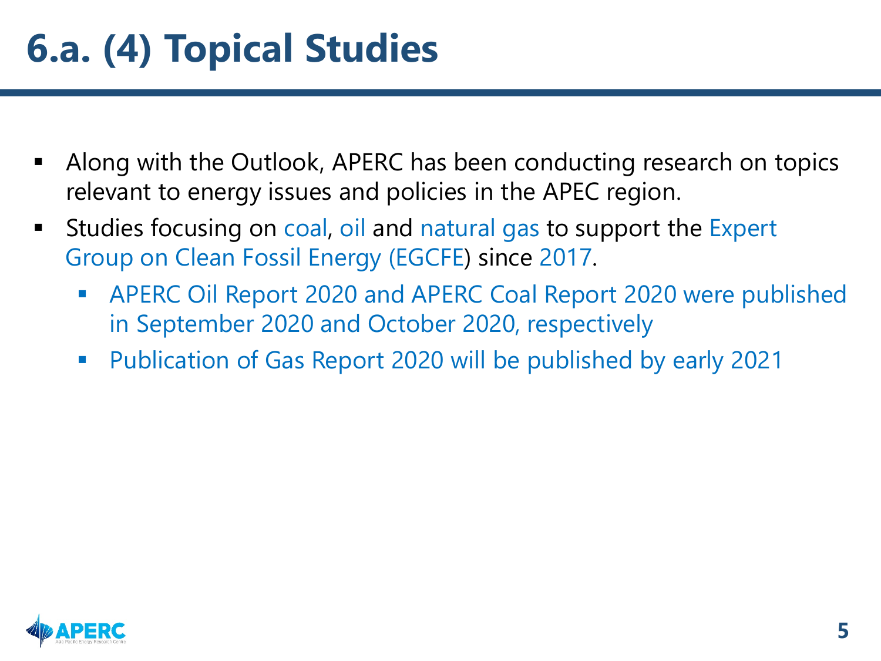# 6.a. (4) Topical Studies

- Along with the Outlook, APERC has been conducting research on topics relevant to energy issues and policies in the APEC region.
- Studies focusing on coal, oil and natural gas to support the Expert Group on Clean Fossil Energy (EGCFE) since 2017.
  - APERC Oil Report 2020 and APERC Coal Report 2020 were published in September 2020 and October 2020, respectively
  - Publication of Gas Report 2020 will be published by early 2021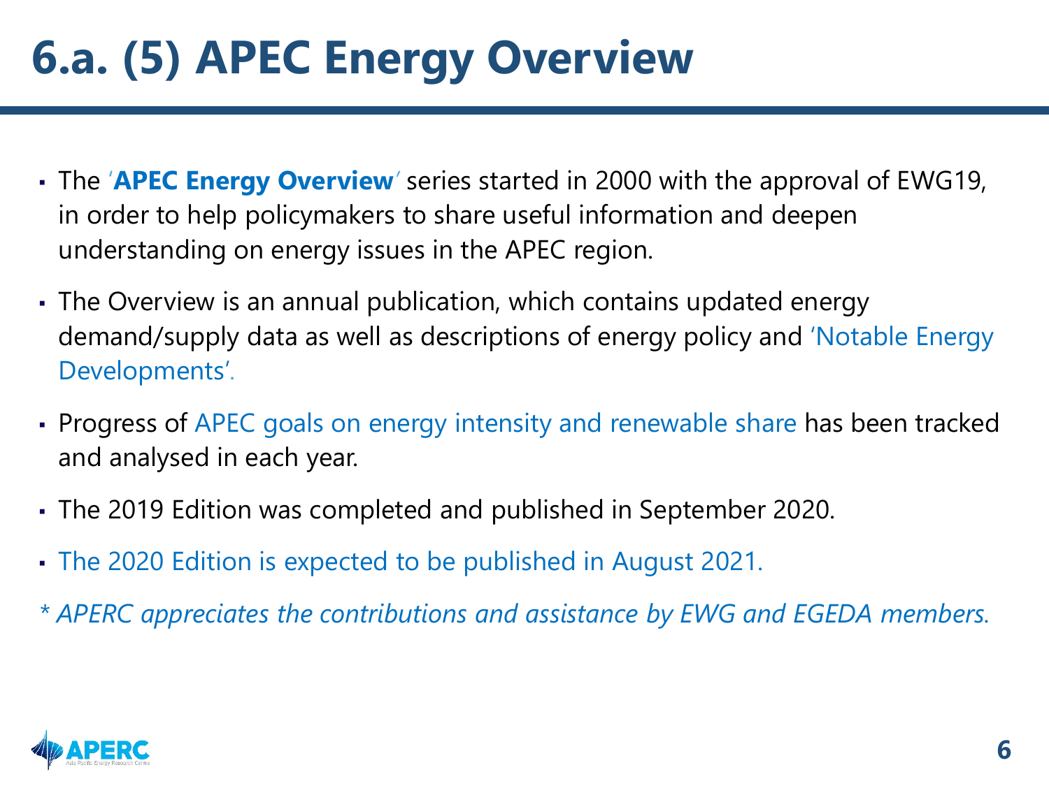# 6.a. (5) APEC Energy Overview

- The '**APEC Energy Overview**' series started in 2000 with the approval of EWG19, in order to help policymakers to share useful information and deepen understanding on energy issues in the APEC region.
- The Overview is an annual publication, which contains updated energy demand/supply data as well as descriptions of energy policy and 'Notable Energy Developments'.
- Progress of APEC goals on energy intensity and renewable share has been tracked and analysed in each year.
- The 2019 Edition was completed and published in September 2020.
- The 2020 Edition is expected to be published in August 2021.

*\* APERC appreciates the contributions and assistance by EWG and EGEDA members.*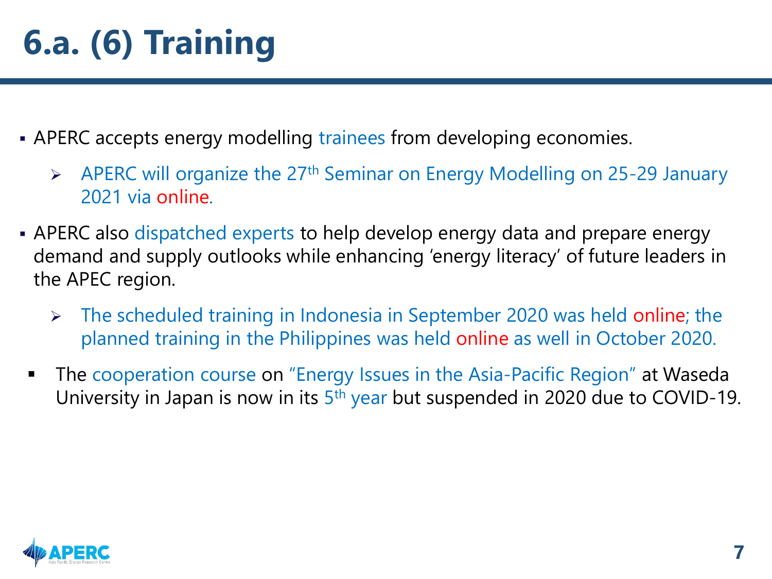# 6.a. (6) Training

- APERC accepts energy modelling trainees from developing economies.
  - APERC will organize the 27th Seminar on Energy Modelling on 25-29 January 2021 via online.
- APERC also dispatched experts to help develop energy data and prepare energy demand and supply outlooks while enhancing 'energy literacy' of future leaders in the APEC region.
  - The scheduled training in Indonesia in September 2020 was held online; the planned training in the Philippines was held online as well in October 2020.
- The cooperation course on "Energy Issues in the Asia-Pacific Region" at Waseda University in Japan is now in its 5th year but suspended in 2020 due to COVID-19.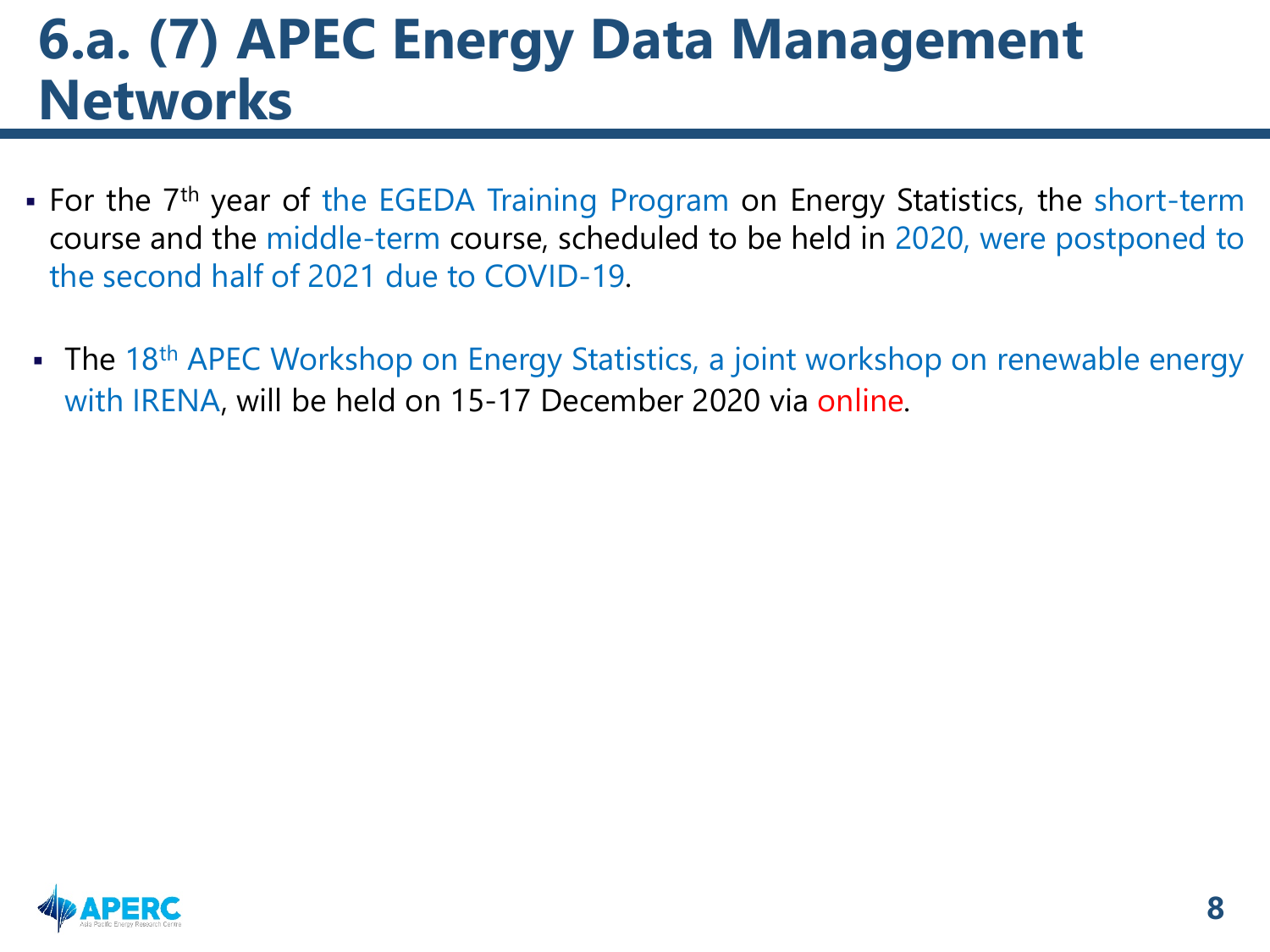# 6.a. (7) APEC Energy Data Management Networks

- For the 7th year of the EGEDA Training Program on Energy Statistics, the short-term course and the middle-term course, scheduled to be held in 2020, were postponed to the second half of 2021 due to COVID-19.

- The 18th APEC Workshop on Energy Statistics, a joint workshop on renewable energy with IRENA, will be held on 15-17 December 2020 via online.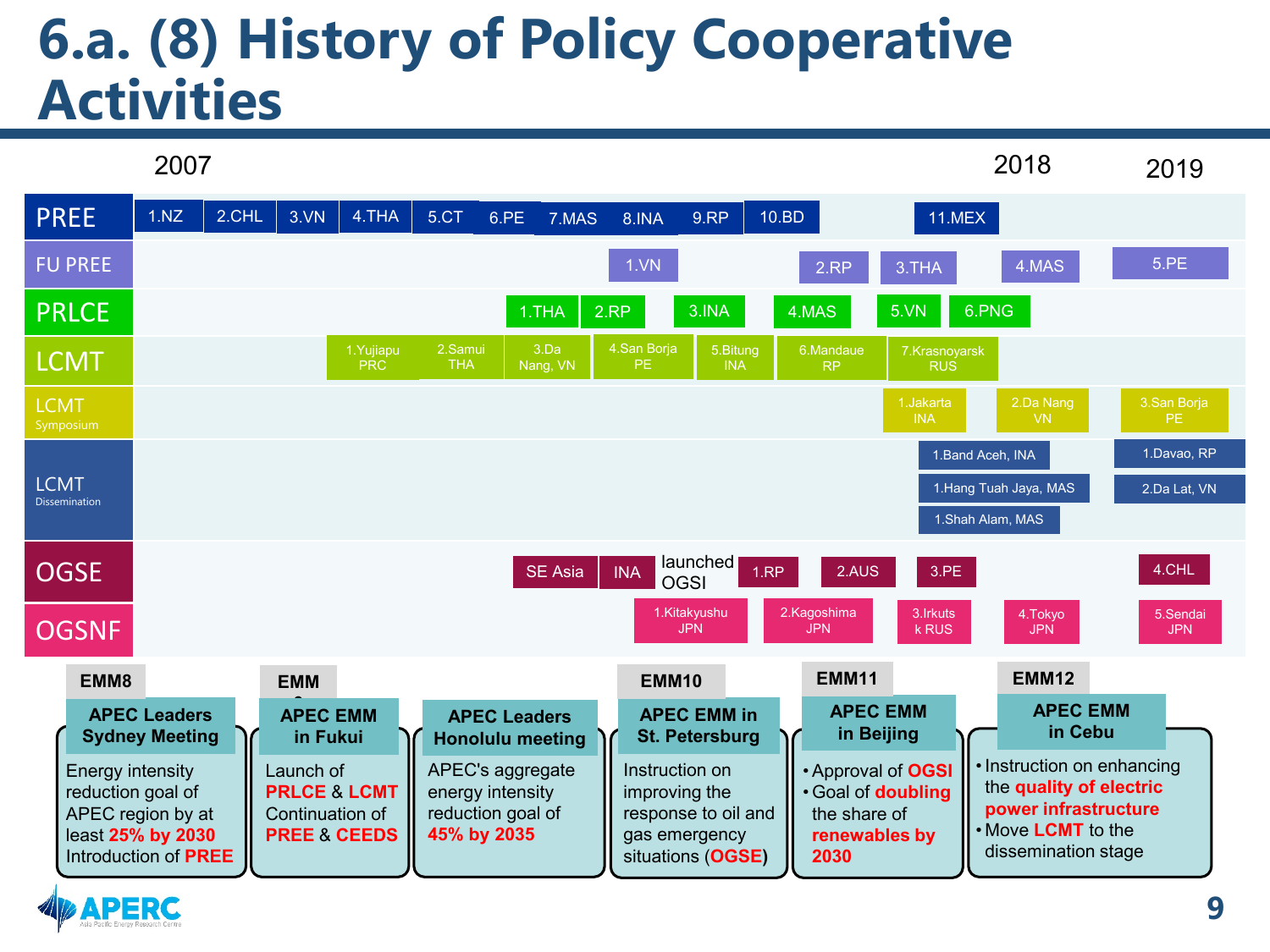# 6.a. (8) History of Policy Cooperative Activities

2007 — 2018 — 2019

**PREE:** 1.NZ, 2.CHL, 3.VN, 4.THA, 5.CT, 6.PE, 7.MAS, 8.INA, 9.RP, 10.BD, 11.MEX

**FU PREE:** 1.VN, 2.RP, 3.THA, 4.MAS, 5.PE

**PRLCE:** 1.THA, 2.RP, 3.INA, 4.MAS, 5.VN, 6.PNG

**LCMT:** 1.Yujiapu PRC, 2.Samui THA, 3.Da Nang, VN, 4.San Borja PE, 5.Bitung INA, 6.Mandaue RP, 7.Krasnoyarsk RUS

**LCMT Symposium:** 1.Jakarta INA, 2.Da Nang VN, 3.San Borja PE

**LCMT Dissemination:** 1.Band Aceh, INA; 1.Hang Tuah Jaya, MAS; 1.Shah Alam, MAS; 1.Davao, RP; 2.Da Lat, VN

**OGSE:** SE Asia, INA, launched OGSI, 1.RP, 2.AUS, 3.PE, 4.CHL

**OGSNF:** 1.Kitakyushu JPN, 2.Kagoshima JPN, 3.Irkutsk RUS, 4.Tokyo JPN, 5.Sendai JPN

**EMM8 — APEC Leaders Sydney Meeting**
Energy intensity reduction goal of APEC region by at least **25% by 2030**
Introduction of **PREE**

**EMM9 — APEC EMM in Fukui**
Launch of **PRLCE** & **LCMT**
Continuation of **PREE** & **CEEDS**

**APEC Leaders Honolulu meeting**
APEC's aggregate energy intensity reduction goal of **45% by 2035**

**EMM10 — APEC EMM in St. Petersburg**
Instruction on improving the response to oil and gas emergency situations (**OGSE**)

**EMM11 — APEC EMM in Beijing**
- Approval of **OGSI**
- Goal of **doubling** the share of **renewables by 2030**

**EMM12 — APEC EMM in Cebu**
- Instruction on enhancing the **quality of electric power infrastructure**
- Move **LCMT** to the dissemination stage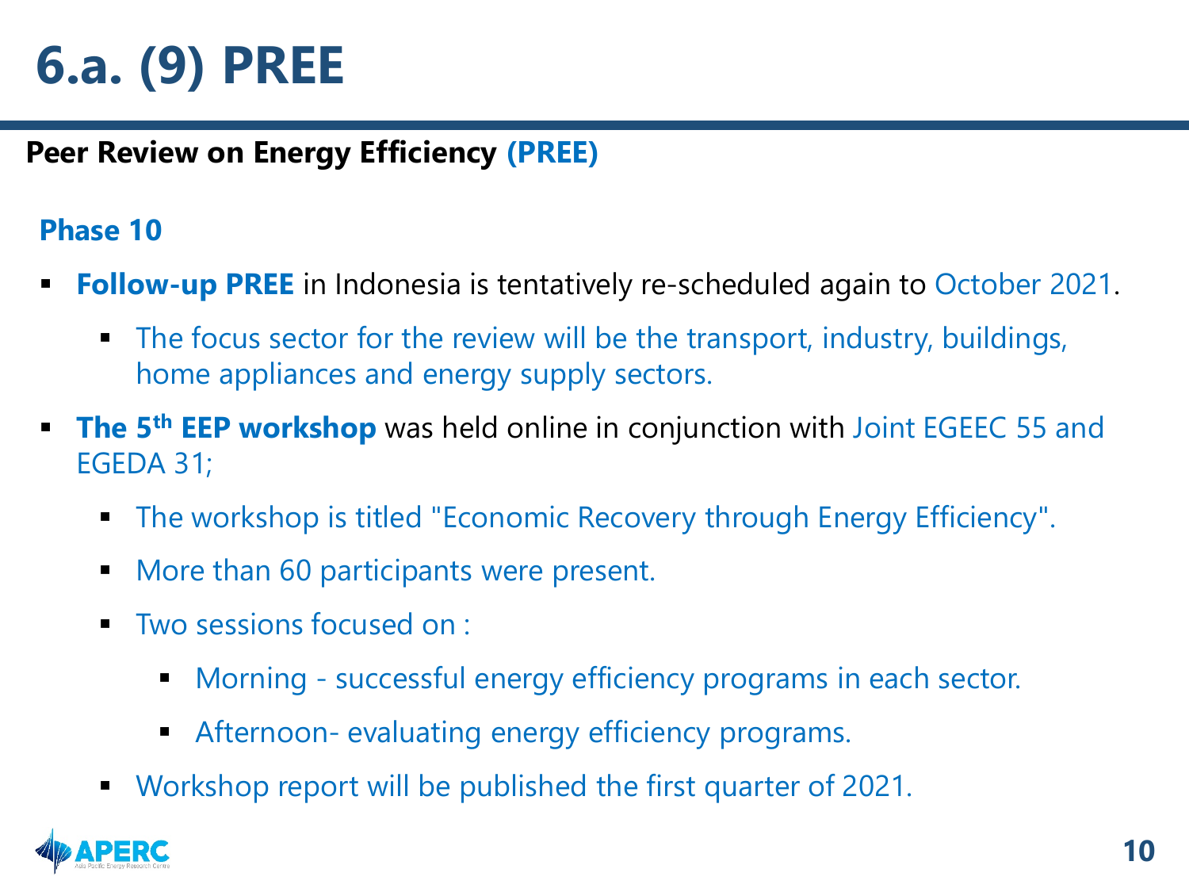# 6.a. (9) PREE

**Peer Review on Energy Efficiency (PREE)**

**Phase 10**

- **Follow-up PREE** in Indonesia is tentatively re-scheduled again to October 2021.
  - The focus sector for the review will be the transport, industry, buildings, home appliances and energy supply sectors.
- **The 5th EEP workshop** was held online in conjunction with Joint EGEEC 55 and EGEDA 31;
  - The workshop is titled "Economic Recovery through Energy Efficiency".
  - More than 60 participants were present.
  - Two sessions focused on :
    - Morning - successful energy efficiency programs in each sector.
    - Afternoon- evaluating energy efficiency programs.
  - Workshop report will be published the first quarter of 2021.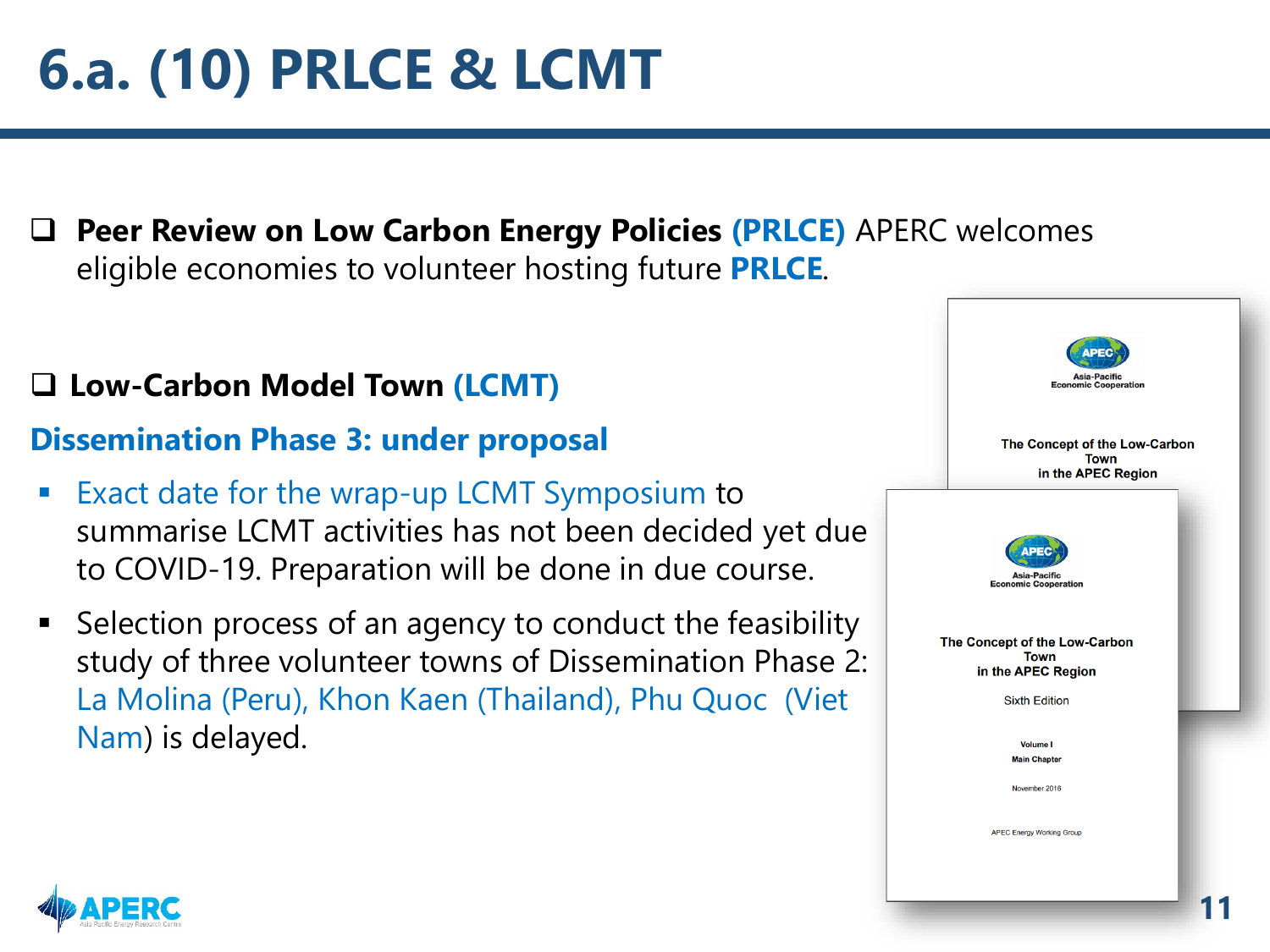# 6.a. (10) PRLCE & LCMT

- **Peer Review on Low Carbon Energy Policies (PRLCE)** APERC welcomes eligible economies to volunteer hosting future **PRLCE**.

- **Low-Carbon Model Town (LCMT)**

**Dissemination Phase 3: under proposal**

- Exact date for the wrap-up LCMT Symposium to summarise LCMT activities has not been decided yet due to COVID-19. Preparation will be done in due course.
- Selection process of an agency to conduct the feasibility study of three volunteer towns of Dissemination Phase 2: La Molina (Peru), Khon Kaen (Thailand), Phu Quoc (Viet Nam) is delayed.

APEC
Asia-Pacific Economic Cooperation

The Concept of the Low-Carbon Town in the APEC Region

APEC
Asia-Pacific Economic Cooperation

The Concept of the Low-Carbon Town in the APEC Region

Sixth Edition

Volume I
Main Chapter

November 2016

APEC Energy Working Group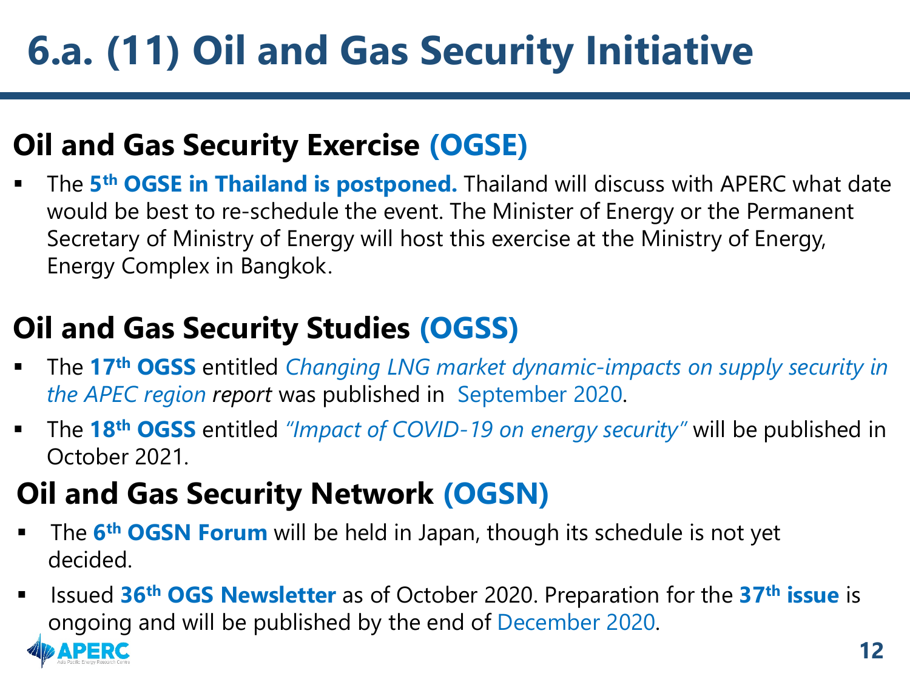# 6.a. (11) Oil and Gas Security Initiative

## Oil and Gas Security Exercise (OGSE)

- The **5th OGSE in Thailand is postponed.** Thailand will discuss with APERC what date would be best to re-schedule the event. The Minister of Energy or the Permanent Secretary of Ministry of Energy will host this exercise at the Ministry of Energy, Energy Complex in Bangkok.

## Oil and Gas Security Studies (OGSS)

- The **17th OGSS** entitled *Changing LNG market dynamic-impacts on supply security in the APEC region report* was published in September 2020.
- The **18th OGSS** entitled *"Impact of COVID-19 on energy security"* will be published in October 2021.

## Oil and Gas Security Network (OGSN)

- The **6th OGSN Forum** will be held in Japan, though its schedule is not yet decided.
- Issued **36th OGS Newsletter** as of October 2020. Preparation for the **37th issue** is ongoing and will be published by the end of December 2020.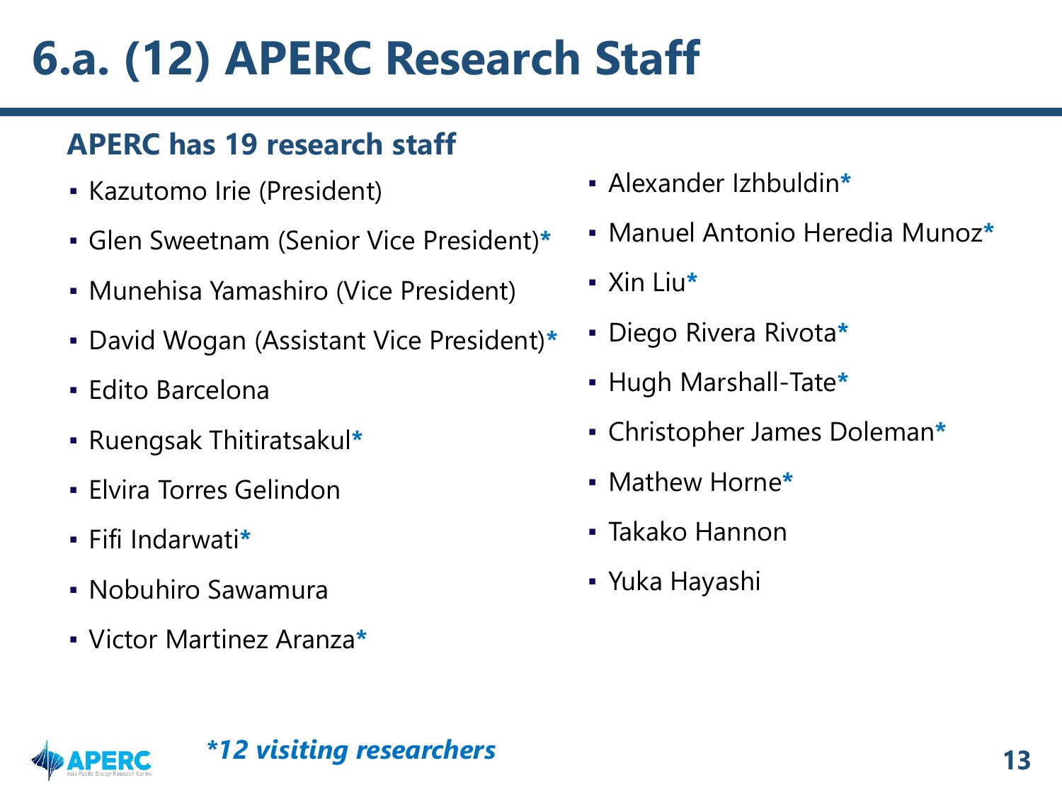# 6.a. (12) APERC Research Staff

## APERC has 19 research staff

- Kazutomo Irie (President)
- Glen Sweetnam (Senior Vice President)*
- Munehisa Yamashiro (Vice President)
- David Wogan (Assistant Vice President)*
- Edito Barcelona
- Ruengsak Thitiratsakul*
- Elvira Torres Gelindon
- Fifi Indarwati*
- Nobuhiro Sawamura
- Victor Martinez Aranza*
- Alexander Izhbuldin*
- Manuel Antonio Heredia Munoz*
- Xin Liu*
- Diego Rivera Rivota*
- Hugh Marshall-Tate*
- Christopher James Doleman*
- Mathew Horne*
- Takako Hannon
- Yuka Hayashi

***12 visiting researchers***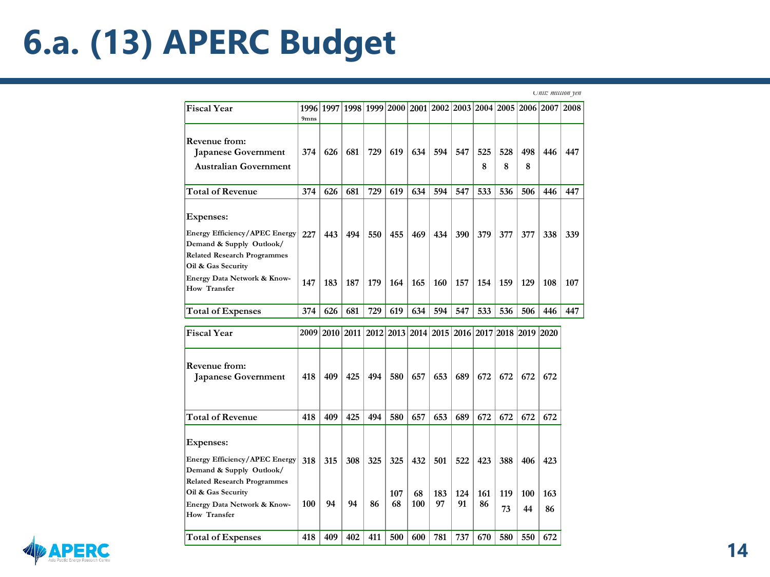# 6.a. (13) APERC Budget

*Unit: million yen*

| Fiscal Year | 1996 9mns | 1997 | 1998 | 1999 | 2000 | 2001 | 2002 | 2003 | 2004 | 2005 | 2006 | 2007 | 2008 |
|---|---|---|---|---|---|---|---|---|---|---|---|---|---|
| **Revenue from:** | | | | | | | | | | | | | |
| Japanese Government | 374 | 626 | 681 | 729 | 619 | 634 | 594 | 547 | 525 | 528 | 498 | 446 | 447 |
| Australian Government | | | | | | | | | 8 | 8 | 8 | | |
| **Total of Revenue** | 374 | 626 | 681 | 729 | 619 | 634 | 594 | 547 | 533 | 536 | 506 | 446 | 447 |
| **Expenses:** | | | | | | | | | | | | | |
| Energy Efficiency/APEC Energy Demand & Supply Outlook/ Related Research Programmes Oil & Gas Security | 227 | 443 | 494 | 550 | 455 | 469 | 434 | 390 | 379 | 377 | 377 | 338 | 339 |
| Energy Data Network & Know-How Transfer | 147 | 183 | 187 | 179 | 164 | 165 | 160 | 157 | 154 | 159 | 129 | 108 | 107 |
| **Total of Expenses** | 374 | 626 | 681 | 729 | 619 | 634 | 594 | 547 | 533 | 536 | 506 | 446 | 447 |

| Fiscal Year | 2009 | 2010 | 2011 | 2012 | 2013 | 2014 | 2015 | 2016 | 2017 | 2018 | 2019 | 2020 |
|---|---|---|---|---|---|---|---|---|---|---|---|---|
| **Revenue from:** | | | | | | | | | | | | |
| Japanese Government | 418 | 409 | 425 | 494 | 580 | 657 | 653 | 689 | 672 | 672 | 672 | 672 |
| **Total of Revenue** | 418 | 409 | 425 | 494 | 580 | 657 | 653 | 689 | 672 | 672 | 672 | 672 |
| **Expenses:** | | | | | | | | | | | | |
| Energy Efficiency/APEC Energy Demand & Supply Outlook/ Related Research Programmes | 318 | 315 | 308 | 325 | 325 | 432 | 501 | 522 | 423 | 388 | 406 | 423 |
| Oil & Gas Security | | | | | 107 | 68 | 183 | 124 | 161 | 119 | 100 | 163 |
| Energy Data Network & Know-How Transfer | 100 | 94 | 94 | 86 | 68 | 100 | 97 | 91 | 86 | 73 | 44 | 86 |
| **Total of Expenses** | 418 | 409 | 402 | 411 | 500 | 600 | 781 | 737 | 670 | 580 | 550 | 672 |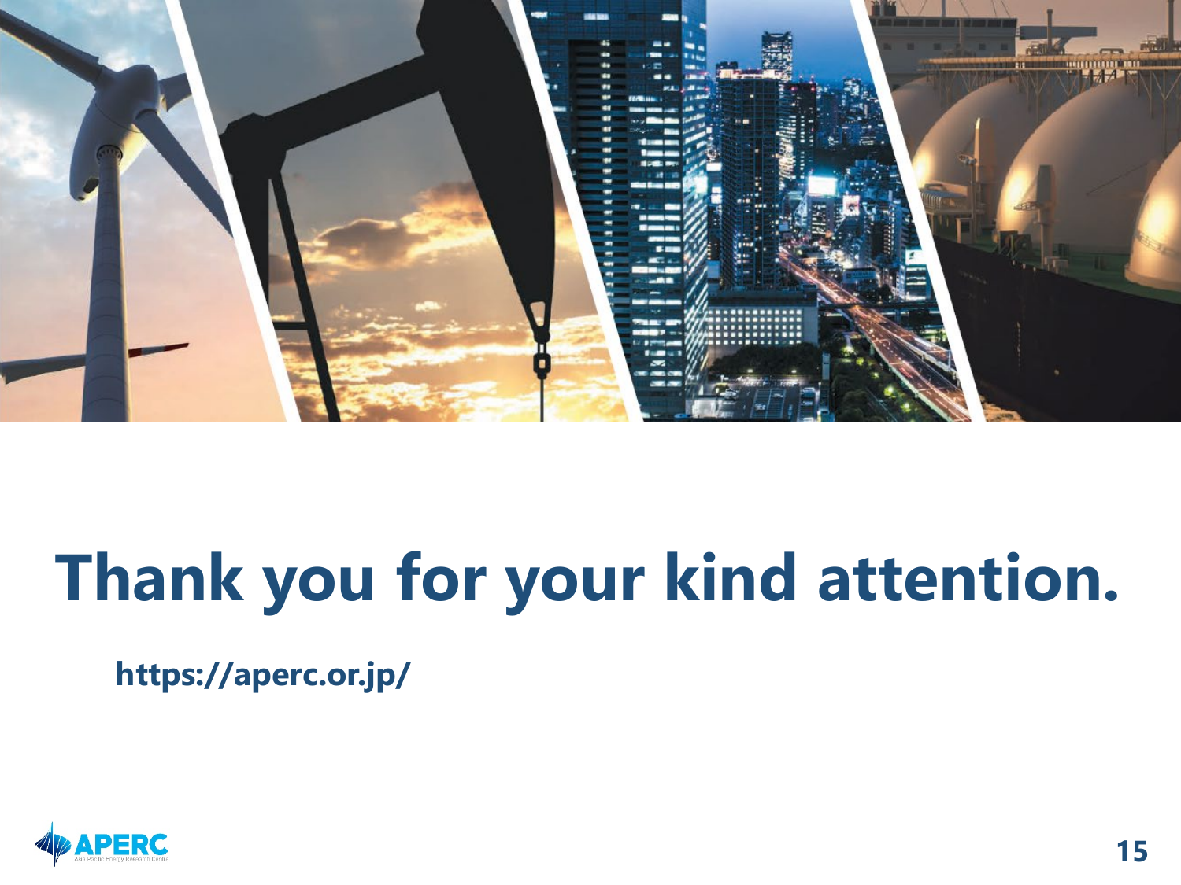# Thank you for your kind attention.

https://aperc.or.jp/